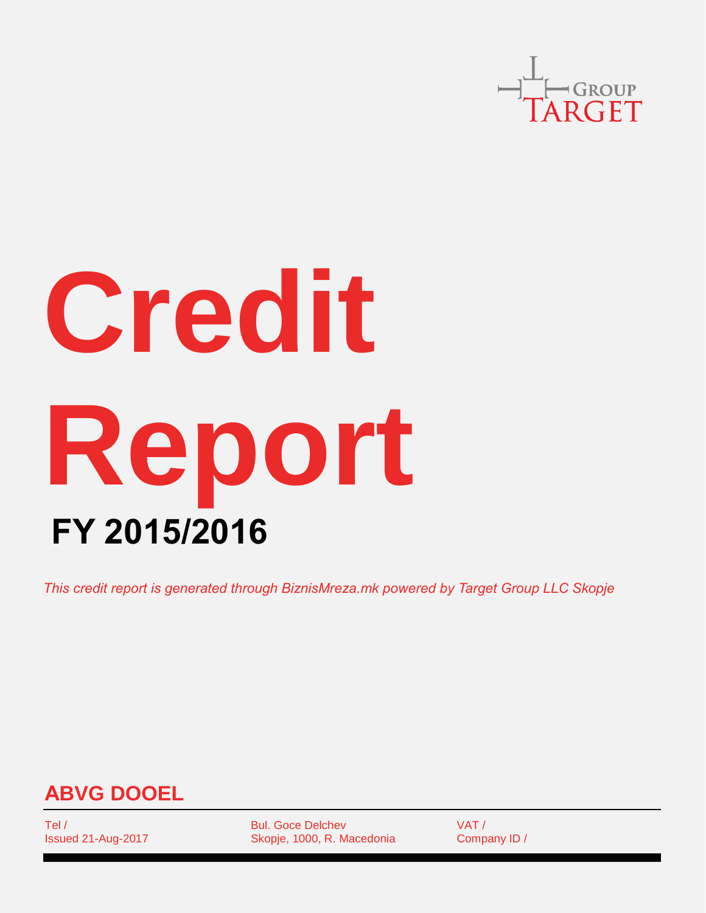GROUP TARGET

# Credit Report

## FY 2015/2016

*This credit report is generated through BiznisMreza.mk powered by Target Group LLC Skopje*

## ABVG DOOEL

Tel /
Issued 21-Aug-2017

Bul. Goce Delchev
Skopje, 1000, R. Macedonia

VAT /
Company ID /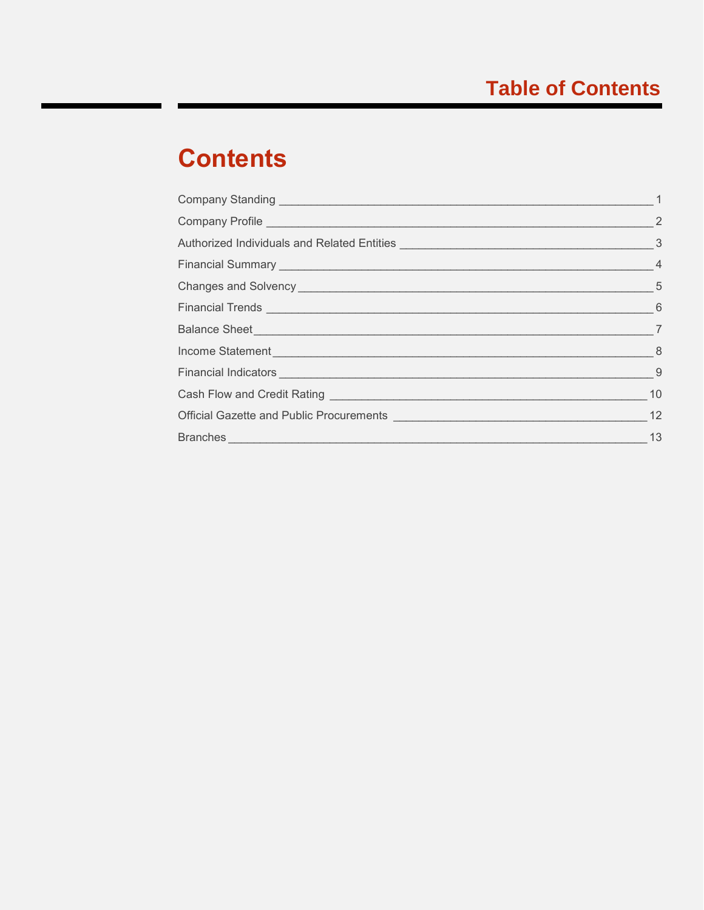# Table of Contents

## Contents

| Section | Page |
| --- | --- |
| Company Standing | 1 |
| Company Profile | 2 |
| Authorized Individuals and Related Entities | 3 |
| Financial Summary | 4 |
| Changes and Solvency | 5 |
| Financial Trends | 6 |
| Balance Sheet | 7 |
| Income Statement | 8 |
| Financial Indicators | 9 |
| Cash Flow and Credit Rating | 10 |
| Official Gazette and Public Procurements | 12 |
| Branches | 13 |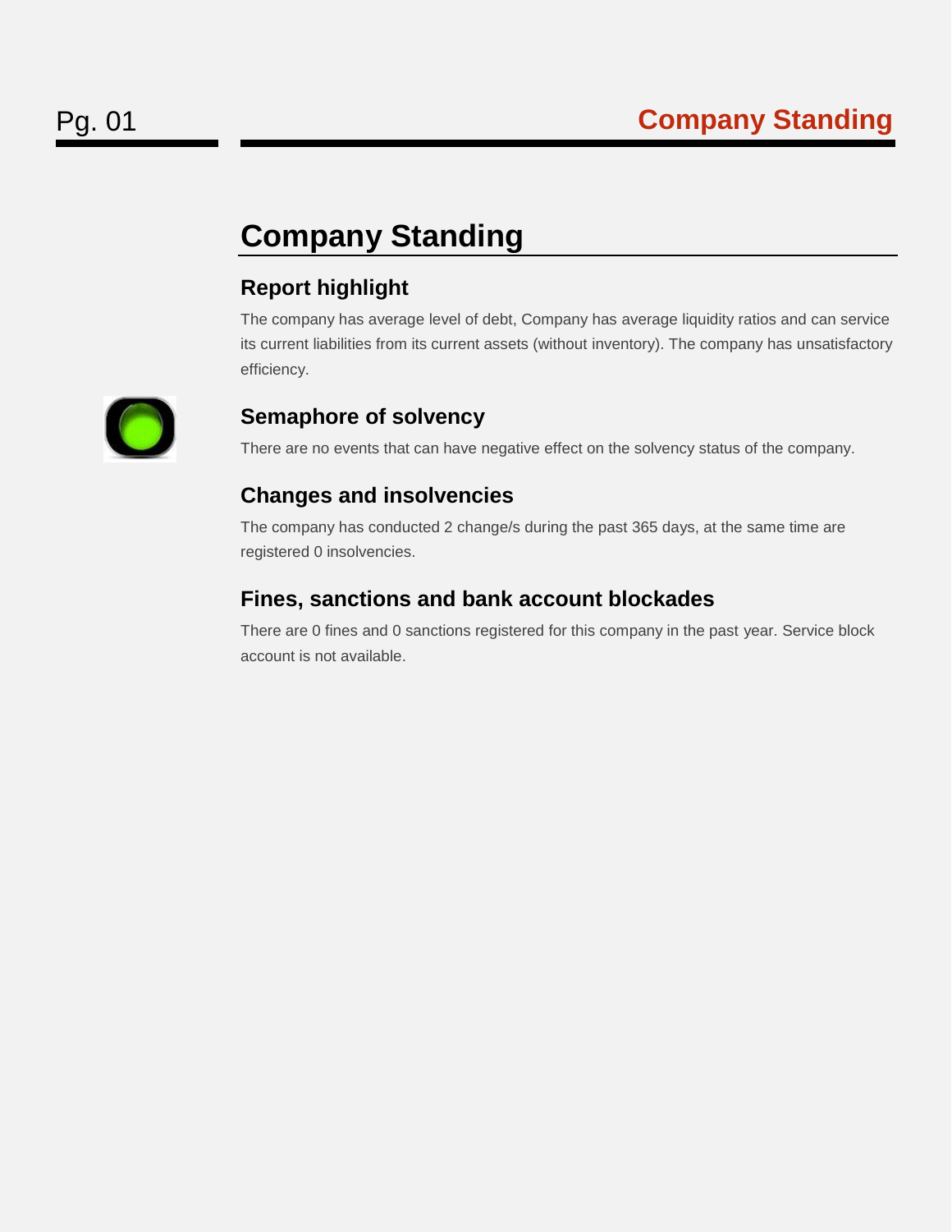# Company Standing

### Report highlight

The company has average level of debt, Company has average liquidity ratios and can service its current liabilities from its current assets (without inventory). The company has unsatisfactory efficiency.

### Semaphore of solvency

There are no events that can have negative effect on the solvency status of the company.

### Changes and insolvencies

The company has conducted 2 change/s during the past 365 days, at the same time are registered 0 insolvencies.

### Fines, sanctions and bank account blockades

There are 0 fines and 0 sanctions registered for this company in the past year. Service block account is not available.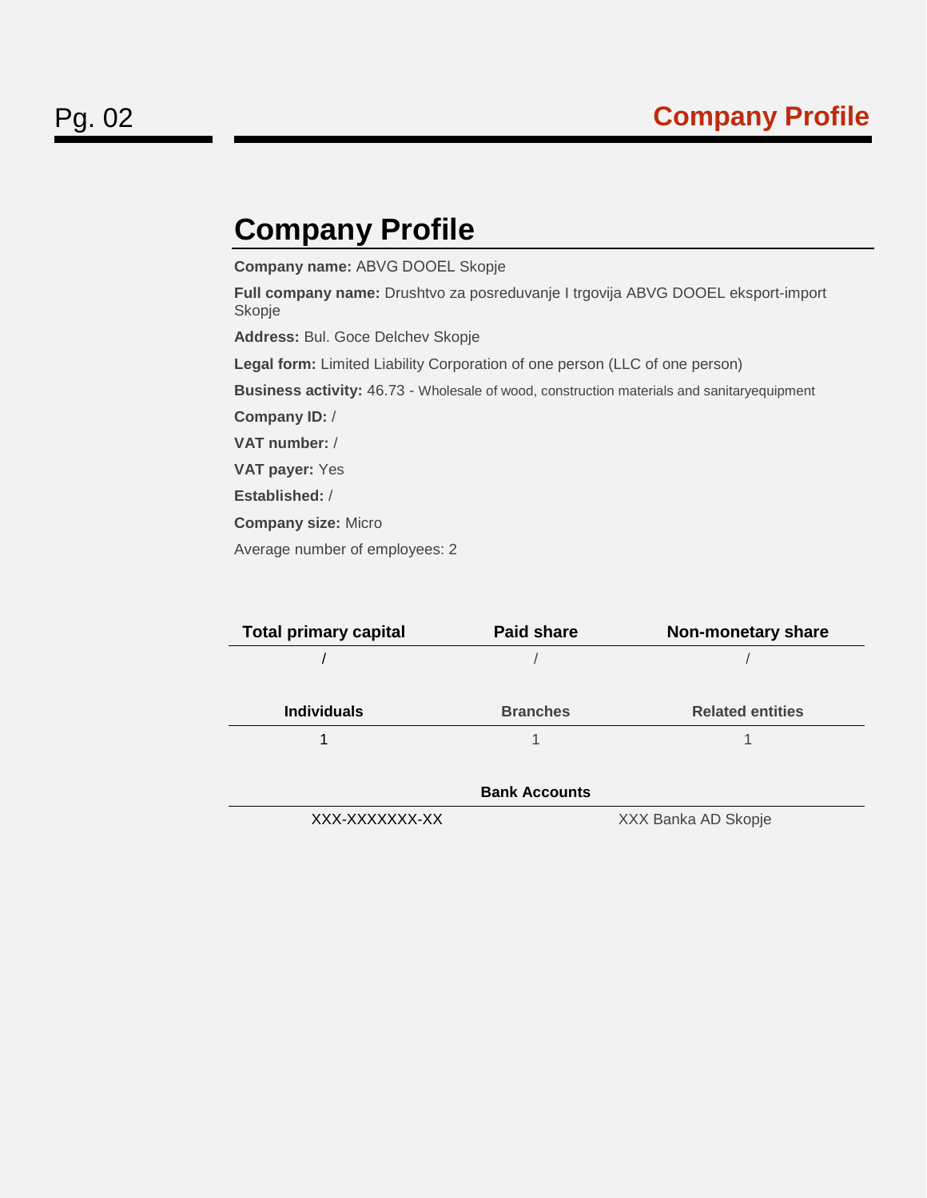# Company Profile

**Company name:** ABVG DOOEL Skopje

**Full company name:** Drushtvo za posreduvanje I trgovija ABVG DOOEL eksport-import Skopje

**Address:** Bul. Goce Delchev Skopje

**Legal form:** Limited Liability Corporation of one person (LLC of one person)

**Business activity:** 46.73 - Wholesale of wood, construction materials and sanitaryequipment

**Company ID:** /

**VAT number:** /

**VAT payer:** Yes

**Established:** /

**Company size:** Micro

Average number of employees: 2

| Total primary capital | Paid share | Non-monetary share |
|---|---|---|
| / | / | / |

| Individuals | Branches | Related entities |
|---|---|---|
| 1 | 1 | 1 |

| Bank Accounts | |
|---|---|
| XXX-XXXXXXX-XX | XXX Banka AD Skopje |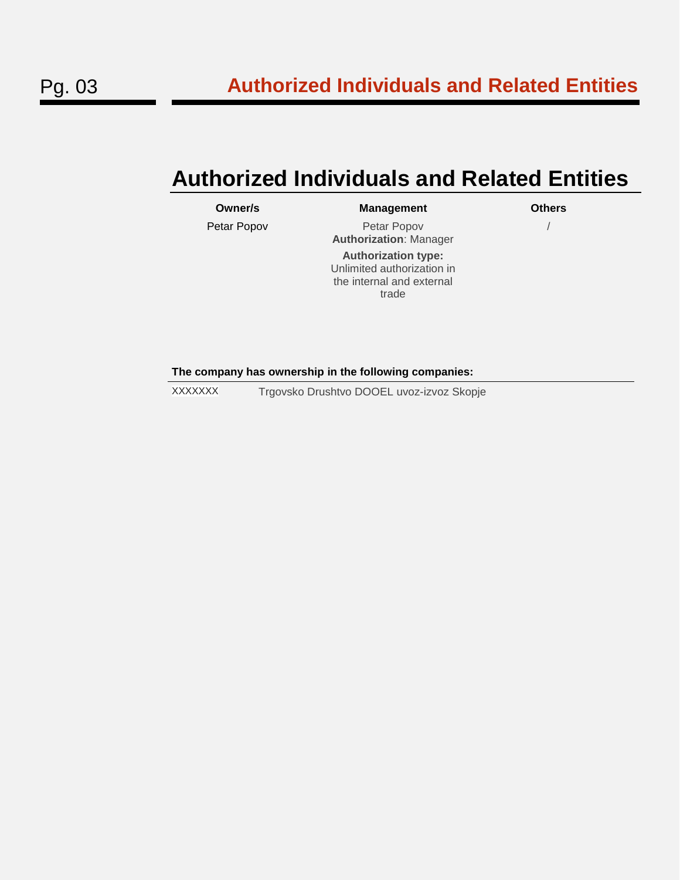# Authorized Individuals and Related Entities

| Owner/s | Management | Others |
| --- | --- | --- |
| Petar Popov | Petar Popov<br>**Authorization**: Manager<br>**Authorization type:**<br>Unlimited authorization in the internal and external trade | / |

**The company has ownership in the following companies:**

| | |
| --- | --- |
| XXXXXXX | Trgovsko Drushtvo DOOEL uvoz-izvoz Skopje |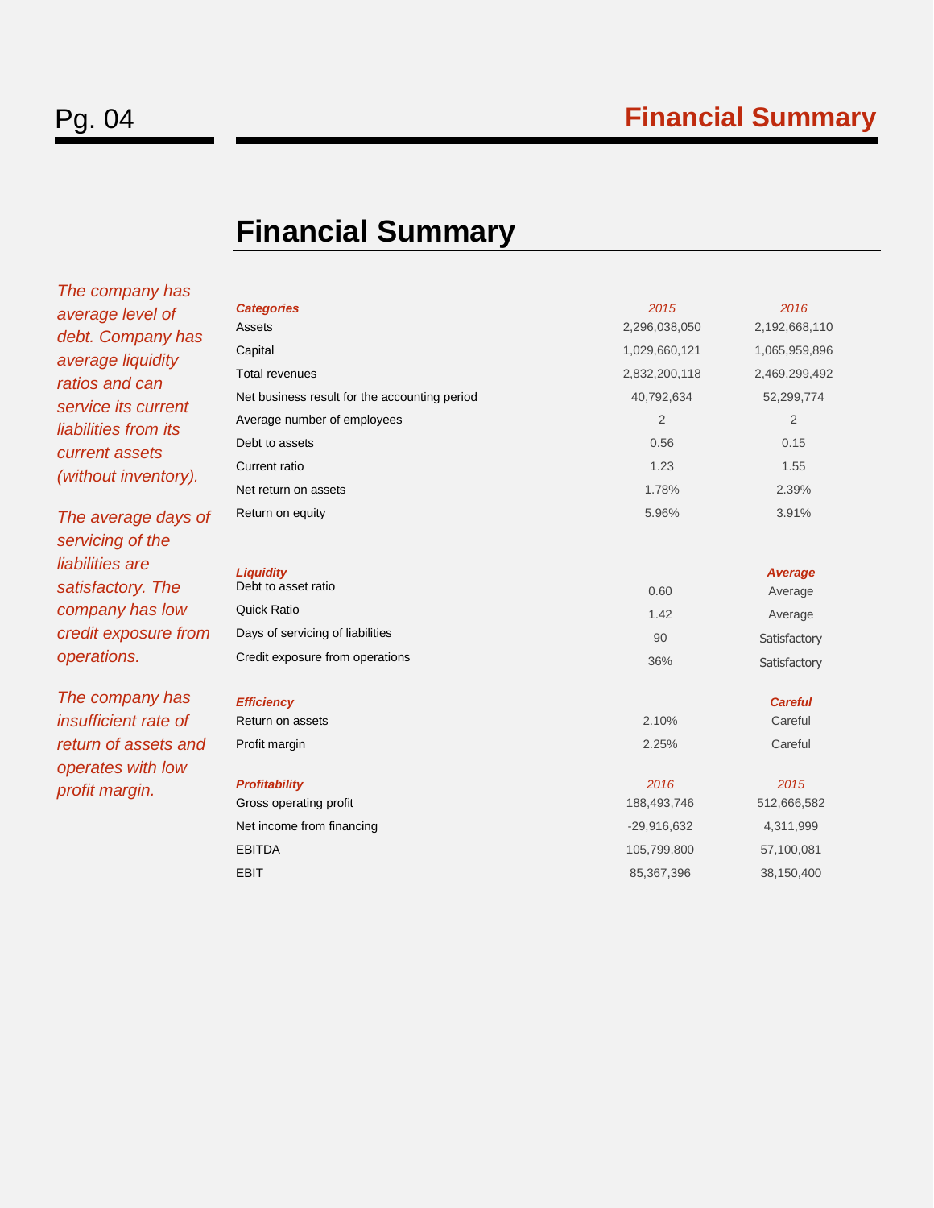# Financial Summary

*The company has average level of debt. Company has average liquidity ratios and can service its current liabilities from its current assets (without inventory).*

*The average days of servicing of the liabilities are satisfactory. The company has low credit exposure from operations.*

*The company has insufficient rate of return of assets and operates with low profit margin.*

| ***Categories*** | *2015* | *2016* |
|---|---|---|
| Assets | 2,296,038,050 | 2,192,668,110 |
| Capital | 1,029,660,121 | 1,065,959,896 |
| Total revenues | 2,832,200,118 | 2,469,299,492 |
| Net business result for the accounting period | 40,792,634 | 52,299,774 |
| Average number of employees | 2 | 2 |
| Debt to assets | 0.56 | 0.15 |
| Current ratio | 1.23 | 1.55 |
| Net return on assets | 1.78% | 2.39% |
| Return on equity | 5.96% | 3.91% |

| ***Liquidity*** | | ***Average*** |
|---|---|---|
| Debt to asset ratio | 0.60 | Average |
| Quick Ratio | 1.42 | Average |
| Days of servicing of liabilities | 90 | Satisfactory |
| Credit exposure from operations | 36% | Satisfactory |

| ***Efficiency*** | | ***Careful*** |
|---|---|---|
| Return on assets | 2.10% | Careful |
| Profit margin | 2.25% | Careful |

| ***Profitability*** | *2016* | *2015* |
|---|---|---|
| Gross operating profit | 188,493,746 | 512,666,582 |
| Net income from financing | -29,916,632 | 4,311,999 |
| EBITDA | 105,799,800 | 57,100,081 |
| EBIT | 85,367,396 | 38,150,400 |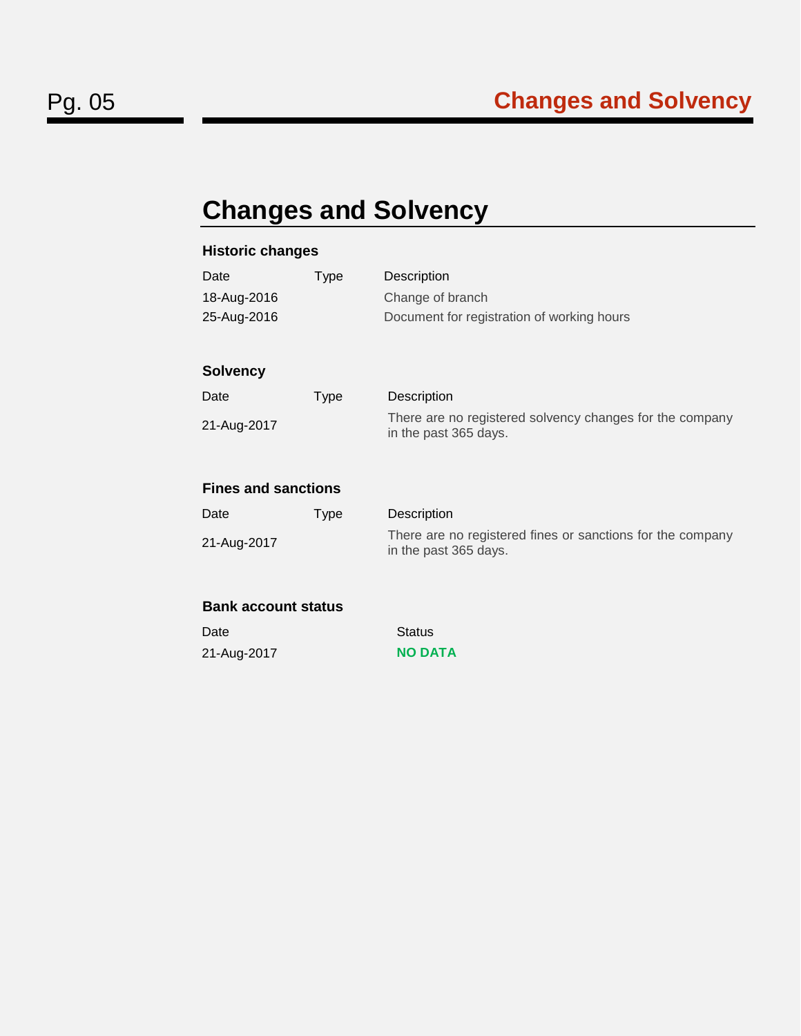# Changes and Solvency

### Historic changes

| Date | Type | Description |
| --- | --- | --- |
| 18-Aug-2016 | | Change of branch |
| 25-Aug-2016 | | Document for registration of working hours |

### Solvency

| Date | Type | Description |
| --- | --- | --- |
| 21-Aug-2017 | | There are no registered solvency changes for the company in the past 365 days. |

### Fines and sanctions

| Date | Type | Description |
| --- | --- | --- |
| 21-Aug-2017 | | There are no registered fines or sanctions for the company in the past 365 days. |

### Bank account status

| Date | Status |
| --- | --- |
| 21-Aug-2017 | **NO DATA** |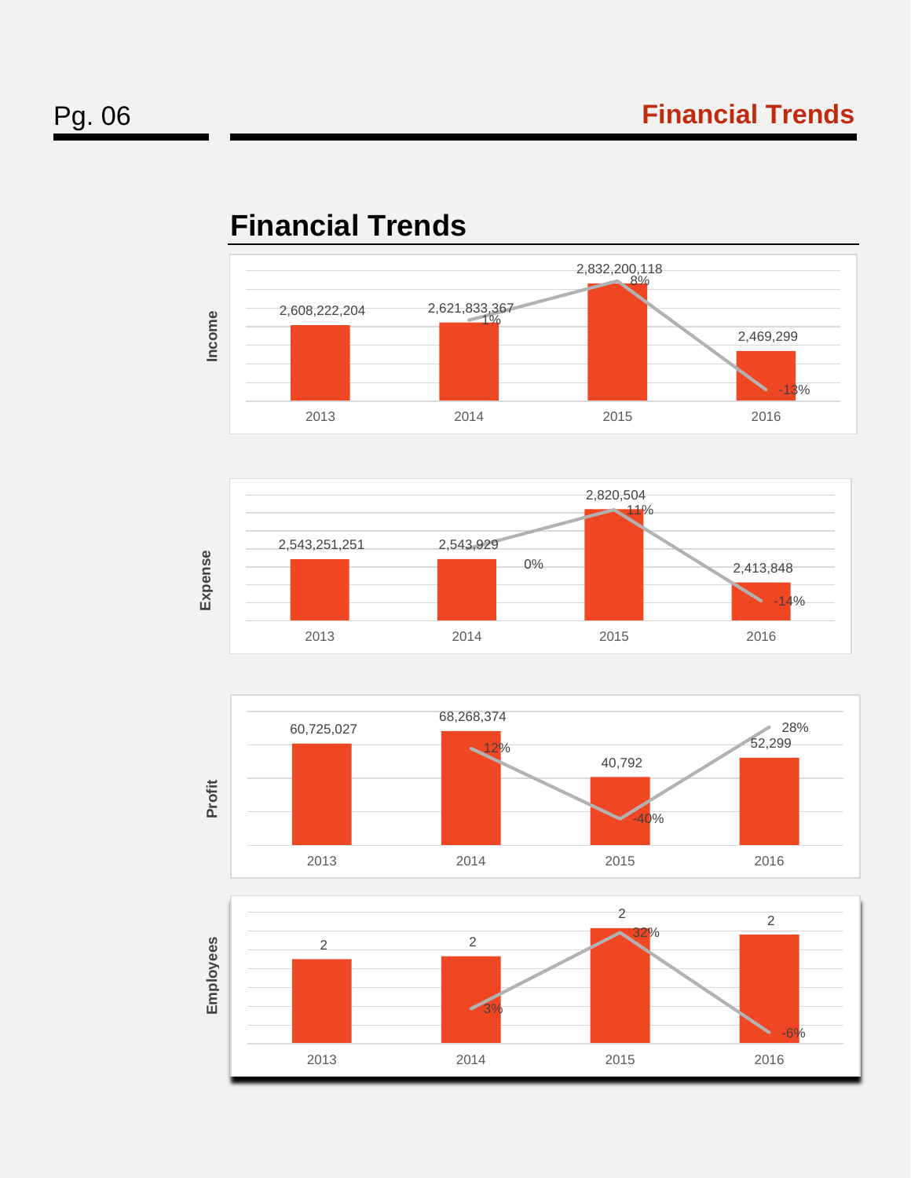## Financial Trends

**Income**

| | 2013 | 2014 | 2015 | 2016 |
|---|---|---|---|---|
| Value | 2,608,222,204 | 2,621,833,367 | 2,832,200,118 | 2,469,299 |
| Change | | 1% | 8% | -13% |

**Expense**

| | 2013 | 2014 | 2015 | 2016 |
|---|---|---|---|---|
| Value | 2,543,251,251 | 2,543,929 | 2,820,504 | 2,413,848 |
| Change | | 0% | 11% | -14% |

**Profit**

| | 2013 | 2014 | 2015 | 2016 |
|---|---|---|---|---|
| Value | 60,725,027 | 68,268,374 | 40,792 | 52,299 |
| Change | | 12% | -40% | 28% |

**Employees**

| | 2013 | 2014 | 2015 | 2016 |
|---|---|---|---|---|
| Value | 2 | 2 | 2 | 2 |
| Change | | 3% | 32% | -6% |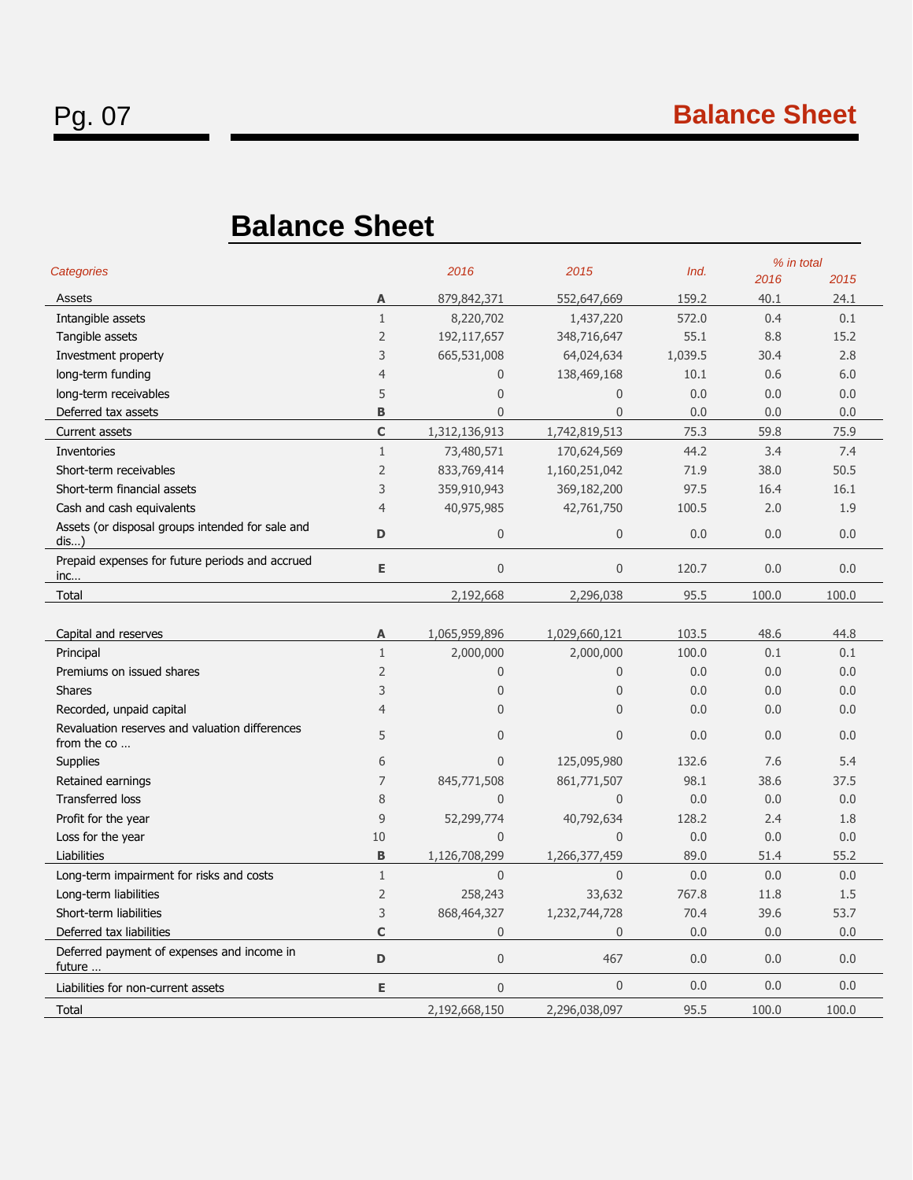# Balance Sheet

| Categories | | 2016 | 2015 | Ind. | % in total 2016 | % in total 2015 |
|---|---|---|---|---|---|---|
| Assets | A | 879,842,371 | 552,647,669 | 159.2 | 40.1 | 24.1 |
| Intangible assets | 1 | 8,220,702 | 1,437,220 | 572.0 | 0.4 | 0.1 |
| Tangible assets | 2 | 192,117,657 | 348,716,647 | 55.1 | 8.8 | 15.2 |
| Investment property | 3 | 665,531,008 | 64,024,634 | 1,039.5 | 30.4 | 2.8 |
| long-term funding | 4 | 0 | 138,469,168 | 10.1 | 0.6 | 6.0 |
| long-term receivables | 5 | 0 | 0 | 0.0 | 0.0 | 0.0 |
| Deferred tax assets | B | 0 | 0 | 0.0 | 0.0 | 0.0 |
| Current assets | C | 1,312,136,913 | 1,742,819,513 | 75.3 | 59.8 | 75.9 |
| Inventories | 1 | 73,480,571 | 170,624,569 | 44.2 | 3.4 | 7.4 |
| Short-term receivables | 2 | 833,769,414 | 1,160,251,042 | 71.9 | 38.0 | 50.5 |
| Short-term financial assets | 3 | 359,910,943 | 369,182,200 | 97.5 | 16.4 | 16.1 |
| Cash and cash equivalents | 4 | 40,975,985 | 42,761,750 | 100.5 | 2.0 | 1.9 |
| Assets (or disposal groups intended for sale and dis…) | D | 0 | 0 | 0.0 | 0.0 | 0.0 |
| Prepaid expenses for future periods and accrued inc… | E | 0 | 0 | 120.7 | 0.0 | 0.0 |
| Total | | 2,192,668 | 2,296,038 | 95.5 | 100.0 | 100.0 |

| Categories | | 2016 | 2015 | Ind. | % in total 2016 | % in total 2015 |
|---|---|---|---|---|---|---|
| Capital and reserves | A | 1,065,959,896 | 1,029,660,121 | 103.5 | 48.6 | 44.8 |
| Principal | 1 | 2,000,000 | 2,000,000 | 100.0 | 0.1 | 0.1 |
| Premiums on issued shares | 2 | 0 | 0 | 0.0 | 0.0 | 0.0 |
| Shares | 3 | 0 | 0 | 0.0 | 0.0 | 0.0 |
| Recorded, unpaid capital | 4 | 0 | 0 | 0.0 | 0.0 | 0.0 |
| Revaluation reserves and valuation differences from the co … | 5 | 0 | 0 | 0.0 | 0.0 | 0.0 |
| Supplies | 6 | 0 | 125,095,980 | 132.6 | 7.6 | 5.4 |
| Retained earnings | 7 | 845,771,508 | 861,771,507 | 98.1 | 38.6 | 37.5 |
| Transferred loss | 8 | 0 | 0 | 0.0 | 0.0 | 0.0 |
| Profit for the year | 9 | 52,299,774 | 40,792,634 | 128.2 | 2.4 | 1.8 |
| Loss for the year | 10 | 0 | 0 | 0.0 | 0.0 | 0.0 |
| Liabilities | B | 1,126,708,299 | 1,266,377,459 | 89.0 | 51.4 | 55.2 |
| Long-term impairment for risks and costs | 1 | 0 | 0 | 0.0 | 0.0 | 0.0 |
| Long-term liabilities | 2 | 258,243 | 33,632 | 767.8 | 11.8 | 1.5 |
| Short-term liabilities | 3 | 868,464,327 | 1,232,744,728 | 70.4 | 39.6 | 53.7 |
| Deferred tax liabilities | C | 0 | 0 | 0.0 | 0.0 | 0.0 |
| Deferred payment of expenses and income in future … | D | 0 | 467 | 0.0 | 0.0 | 0.0 |
| Liabilities for non-current assets | E | 0 | 0 | 0.0 | 0.0 | 0.0 |
| Total | | 2,192,668,150 | 2,296,038,097 | 95.5 | 100.0 | 100.0 |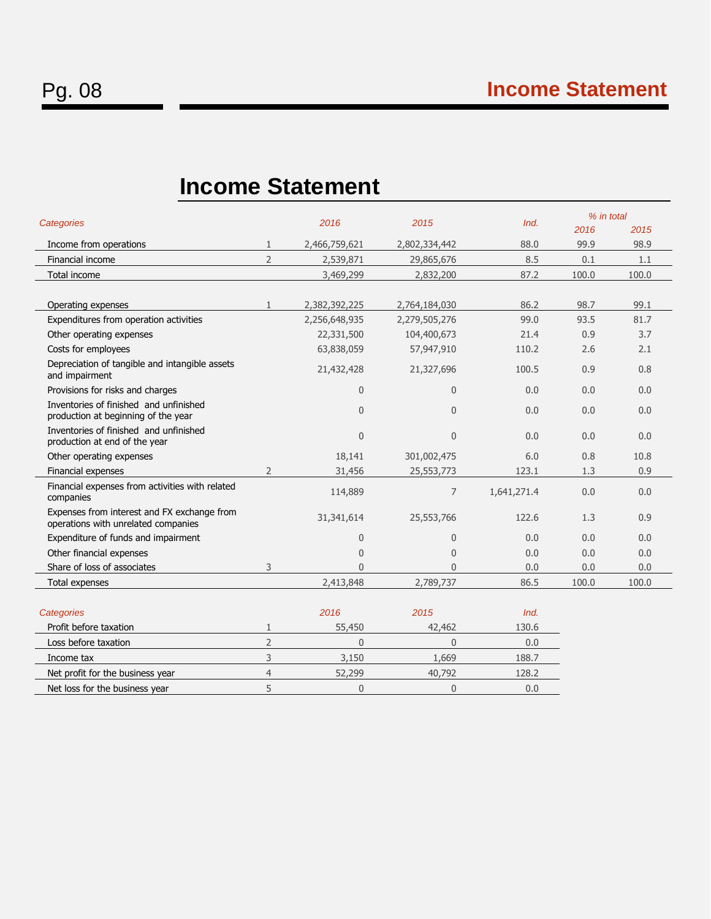# Income Statement

| Categories | | 2016 | 2015 | Ind. | % in total 2016 | % in total 2015 |
|---|---|---|---|---|---|---|
| Income from operations | 1 | 2,466,759,621 | 2,802,334,442 | 88.0 | 99.9 | 98.9 |
| Financial income | 2 | 2,539,871 | 29,865,676 | 8.5 | 0.1 | 1.1 |
| Total income | | 3,469,299 | 2,832,200 | 87.2 | 100.0 | 100.0 |
| | | | | | | |
| Operating expenses | 1 | 2,382,392,225 | 2,764,184,030 | 86.2 | 98.7 | 99.1 |
| Expenditures from operation activities | | 2,256,648,935 | 2,279,505,276 | 99.0 | 93.5 | 81.7 |
| Other operating expenses | | 22,331,500 | 104,400,673 | 21.4 | 0.9 | 3.7 |
| Costs for employees | | 63,838,059 | 57,947,910 | 110.2 | 2.6 | 2.1 |
| Depreciation of tangible and intangible assets and impairment | | 21,432,428 | 21,327,696 | 100.5 | 0.9 | 0.8 |
| Provisions for risks and charges | | 0 | 0 | 0.0 | 0.0 | 0.0 |
| Inventories of finished and unfinished production at beginning of the year | | 0 | 0 | 0.0 | 0.0 | 0.0 |
| Inventories of finished and unfinished production at end of the year | | 0 | 0 | 0.0 | 0.0 | 0.0 |
| Other operating expenses | | 18,141 | 301,002,475 | 6.0 | 0.8 | 10.8 |
| Financial expenses | 2 | 31,456 | 25,553,773 | 123.1 | 1.3 | 0.9 |
| Financial expenses from activities with related companies | | 114,889 | 7 | 1,641,271.4 | 0.0 | 0.0 |
| Expenses from interest and FX exchange from operations with unrelated companies | | 31,341,614 | 25,553,766 | 122.6 | 1.3 | 0.9 |
| Expenditure of funds and impairment | | 0 | 0 | 0.0 | 0.0 | 0.0 |
| Other financial expenses | | 0 | 0 | 0.0 | 0.0 | 0.0 |
| Share of loss of associates | 3 | 0 | 0 | 0.0 | 0.0 | 0.0 |
| Total expenses | | 2,413,848 | 2,789,737 | 86.5 | 100.0 | 100.0 |

| Categories | | 2016 | 2015 | Ind. |
|---|---|---|---|---|
| Profit before taxation | 1 | 55,450 | 42,462 | 130.6 |
| Loss before taxation | 2 | 0 | 0 | 0.0 |
| Income tax | 3 | 3,150 | 1,669 | 188.7 |
| Net profit for the business year | 4 | 52,299 | 40,792 | 128.2 |
| Net loss for the business year | 5 | 0 | 0 | 0.0 |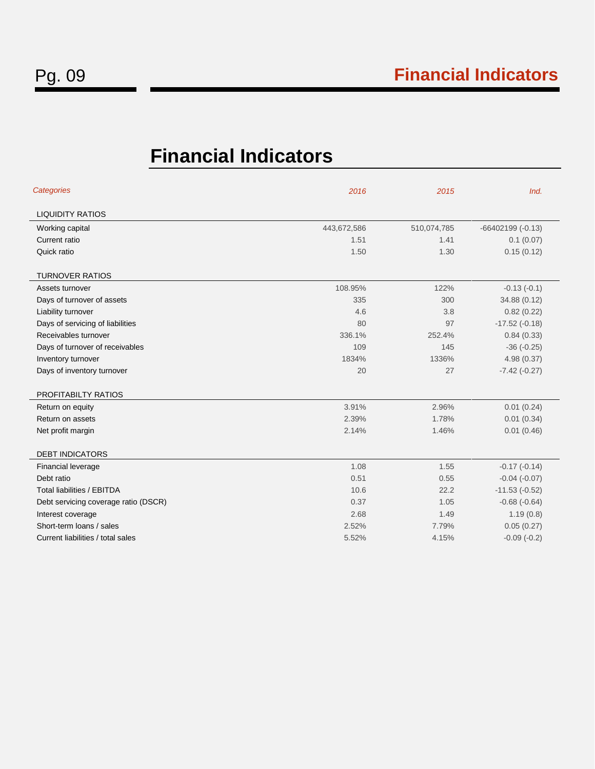# Financial Indicators

| *Categories* | *2016* | *2015* | *Ind.* |
| --- | --- | --- | --- |
| LIQUIDITY RATIOS | | | |
| Working capital | 443,672,586 | 510,074,785 | -66402199 (-0.13) |
| Current ratio | 1.51 | 1.41 | 0.1 (0.07) |
| Quick ratio | 1.50 | 1.30 | 0.15 (0.12) |
| TURNOVER RATIOS | | | |
| Assets turnover | 108.95% | 122% | -0.13 (-0.1) |
| Days of turnover of assets | 335 | 300 | 34.88 (0.12) |
| Liability turnover | 4.6 | 3.8 | 0.82 (0.22) |
| Days of servicing of liabilities | 80 | 97 | -17.52 (-0.18) |
| Receivables turnover | 336.1% | 252.4% | 0.84 (0.33) |
| Days of turnover of receivables | 109 | 145 | -36 (-0.25) |
| Inventory turnover | 1834% | 1336% | 4.98 (0.37) |
| Days of inventory turnover | 20 | 27 | -7.42 (-0.27) |
| PROFITABILTY RATIOS | | | |
| Return on equity | 3.91% | 2.96% | 0.01 (0.24) |
| Return on assets | 2.39% | 1.78% | 0.01 (0.34) |
| Net profit margin | 2.14% | 1.46% | 0.01 (0.46) |
| DEBT INDICATORS | | | |
| Financial leverage | 1.08 | 1.55 | -0.17 (-0.14) |
| Debt ratio | 0.51 | 0.55 | -0.04 (-0.07) |
| Total liabilities / EBITDA | 10.6 | 22.2 | -11.53 (-0.52) |
| Debt servicing coverage ratio (DSCR) | 0.37 | 1.05 | -0.68 (-0.64) |
| Interest coverage | 2.68 | 1.49 | 1.19 (0.8) |
| Short-term loans / sales | 2.52% | 7.79% | 0.05 (0.27) |
| Current liabilities / total sales | 5.52% | 4.15% | -0.09 (-0.2) |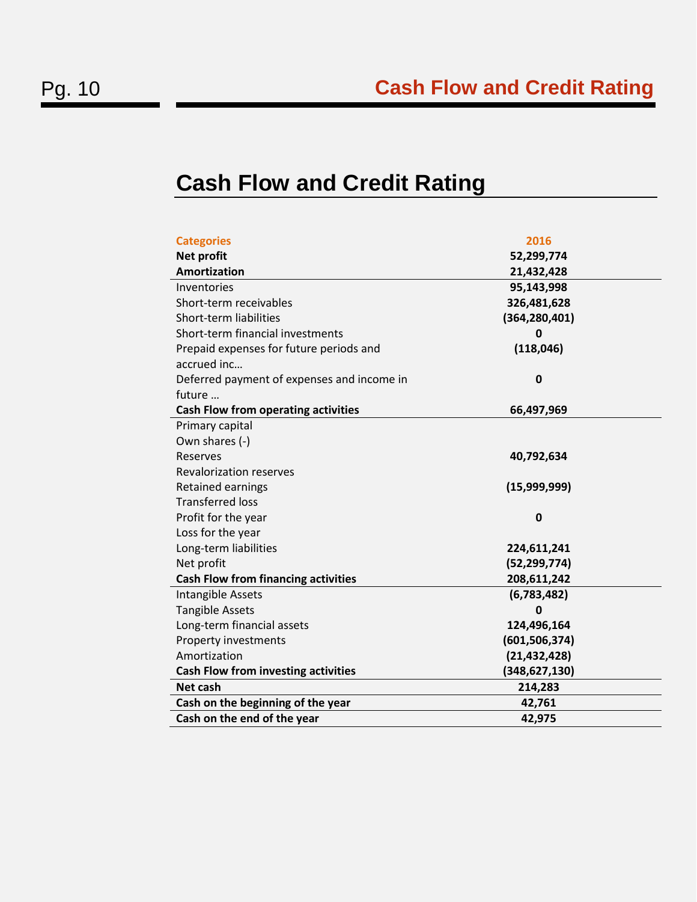# Cash Flow and Credit Rating

| Categories | 2016 |
|---|---|
| **Net profit** | **52,299,774** |
| **Amortization** | **21,432,428** |
| Inventories | **95,143,998** |
| Short-term receivables | **326,481,628** |
| Short-term liabilities | **(364,280,401)** |
| Short-term financial investments | **0** |
| Prepaid expenses for future periods and accrued inc… | **(118,046)** |
| Deferred payment of expenses and income in future … | **0** |
| **Cash Flow from operating activities** | **66,497,969** |
| Primary capital | |
| Own shares (-) | |
| Reserves | **40,792,634** |
| Revalorization reserves | |
| Retained earnings | **(15,999,999)** |
| Transferred loss | |
| Profit for the year | **0** |
| Loss for the year | |
| Long-term liabilities | **224,611,241** |
| Net profit | **(52,299,774)** |
| **Cash Flow from financing activities** | **208,611,242** |
| Intangible Assets | **(6,783,482)** |
| Tangible Assets | **0** |
| Long-term financial assets | **124,496,164** |
| Property investments | **(601,506,374)** |
| Amortization | **(21,432,428)** |
| **Cash Flow from investing activities** | **(348,627,130)** |
| **Net cash** | **214,283** |
| **Cash on the beginning of the year** | **42,761** |
| **Cash on the end of the year** | **42,975** |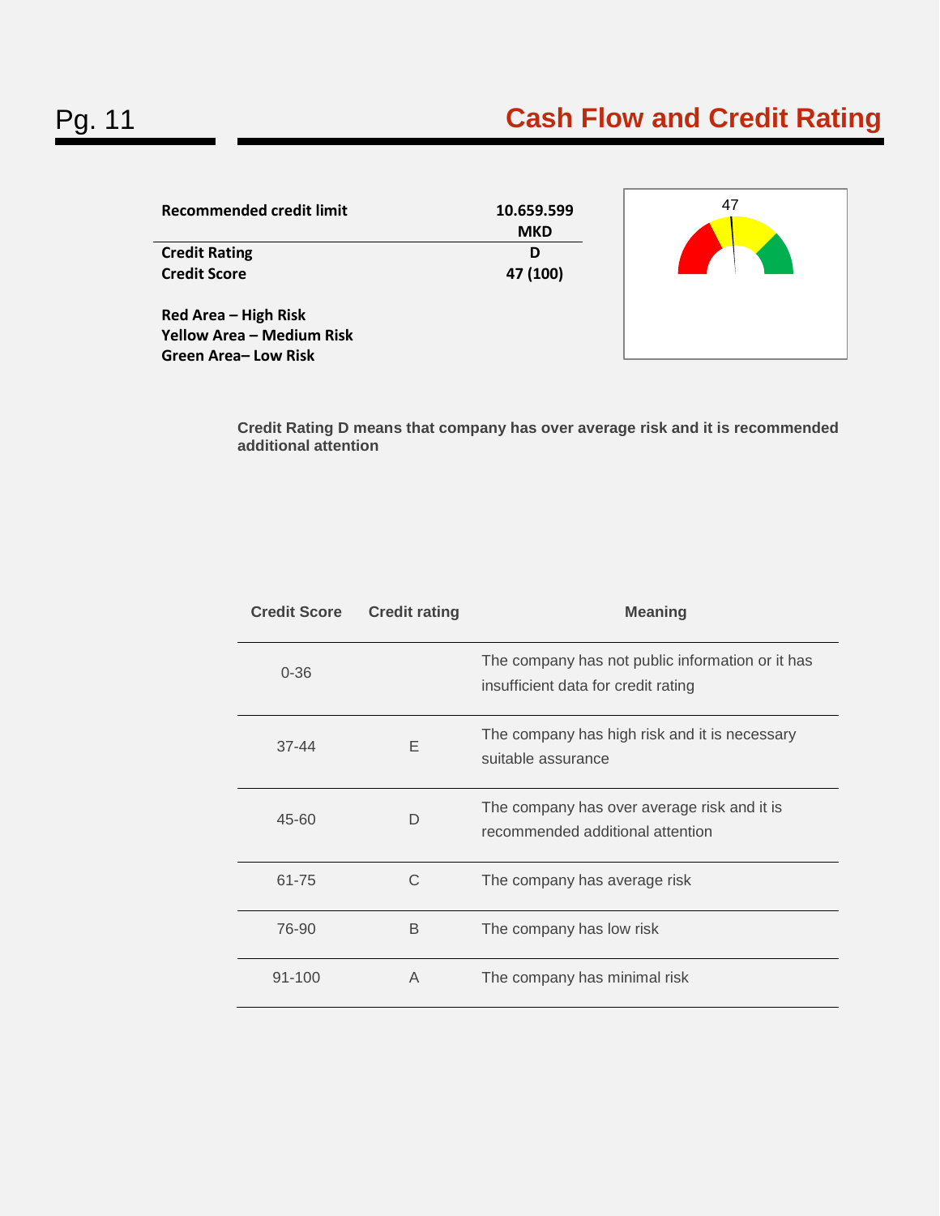# Cash Flow and Credit Rating

| | |
|---|---|
| **Recommended credit limit** | **10.659.599 MKD** |
| **Credit Rating** | **D** |
| **Credit Score** | **47 (100)** |

**Red Area – High Risk**
**Yellow Area – Medium Risk**
**Green Area– Low Risk**

**Credit Rating D means that company has over average risk and it is recommended additional attention**

| Credit Score | Credit rating | Meaning |
|---|---|---|
| 0-36 | | The company has not public information or it has insufficient data for credit rating |
| 37-44 | E | The company has high risk and it is necessary suitable assurance |
| 45-60 | D | The company has over average risk and it is recommended additional attention |
| 61-75 | C | The company has average risk |
| 76-90 | B | The company has low risk |
| 91-100 | A | The company has minimal risk |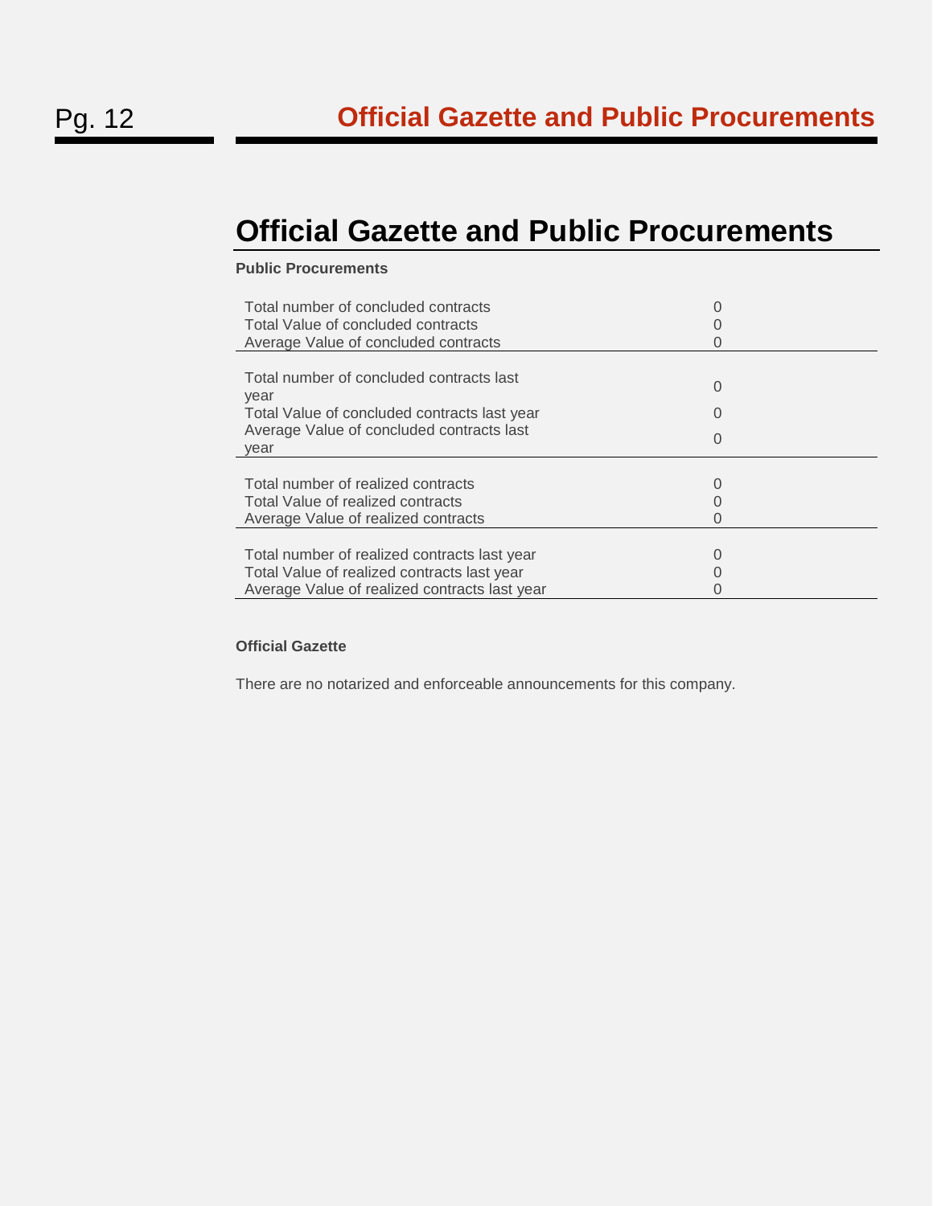# Official Gazette and Public Procurements

**Public Procurements**

| | |
|---|---|
| Total number of concluded contracts | 0 |
| Total Value of concluded contracts | 0 |
| Average Value of concluded contracts | 0 |

| | |
|---|---|
| Total number of concluded contracts last year | 0 |
| Total Value of concluded contracts last year | 0 |
| Average Value of concluded contracts last year | 0 |

| | |
|---|---|
| Total number of realized contracts | 0 |
| Total Value of realized contracts | 0 |
| Average Value of realized contracts | 0 |

| | |
|---|---|
| Total number of realized contracts last year | 0 |
| Total Value of realized contracts last year | 0 |
| Average Value of realized contracts last year | 0 |

**Official Gazette**

There are no notarized and enforceable announcements for this company.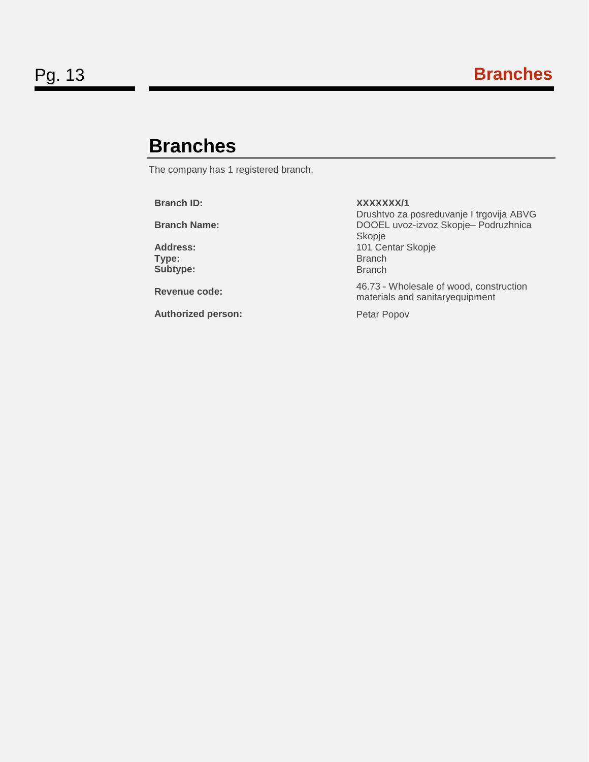## Branches

The company has 1 registered branch.

| | |
|---|---|
| **Branch ID:** | **XXXXXXX/1** |
| **Branch Name:** | Drushtvo za posreduvanje I trgovija ABVG DOOEL uvoz-izvoz Skopje– Podruzhnica Skopje |
| **Address:** | 101 Centar Skopje |
| **Type:** | Branch |
| **Subtype:** | Branch |
| **Revenue code:** | 46.73 - Wholesale of wood, construction materials and sanitaryequipment |
| **Authorized person:** | Petar Popov |